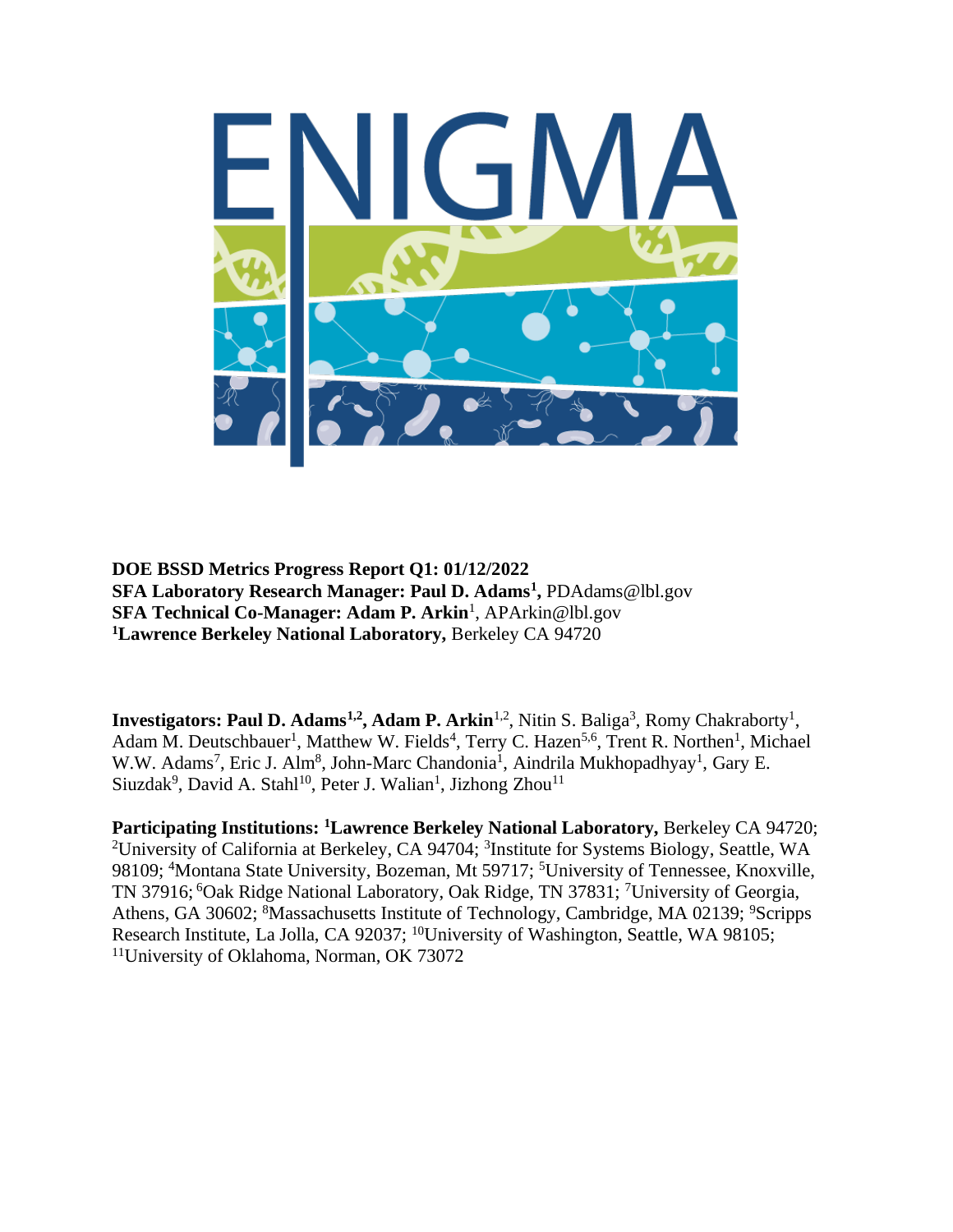ENIGMA

**DOE BSSD Metrics Progress Report Q1: 01/12/2022**
**SFA Laboratory Research Manager: Paul D. Adams[1],** PDAdams@lbl.gov
**SFA Technical Co-Manager: Adam P. Arkin**[1], APArkin@lbl.gov
**[1]Lawrence Berkeley National Laboratory,** Berkeley CA 94720

**Investigators: Paul D. Adams[1,2], Adam P. Arkin**[1,2], Nitin S. Baliga[3], Romy Chakraborty[1], Adam M. Deutschbauer[1], Matthew W. Fields[4], Terry C. Hazen[5,6], Trent R. Northen[1], Michael W.W. Adams[7], Eric J. Alm[8], John-Marc Chandonia[1], Aindrila Mukhopadhyay[1], Gary E. Siuzdak[9], David A. Stahl[10], Peter J. Walian[1], Jizhong Zhou[11]

**Participating Institutions: [1]Lawrence Berkeley National Laboratory,** Berkeley CA 94720; [2]University of California at Berkeley, CA 94704; [3]Institute for Systems Biology, Seattle, WA 98109; [4]Montana State University, Bozeman, Mt 59717; [5]University of Tennessee, Knoxville, TN 37916; [6]Oak Ridge National Laboratory, Oak Ridge, TN 37831; [7]University of Georgia, Athens, GA 30602; [8]Massachusetts Institute of Technology, Cambridge, MA 02139; [9]Scripps Research Institute, La Jolla, CA 92037; [10]University of Washington, Seattle, WA 98105; [11]University of Oklahoma, Norman, OK 73072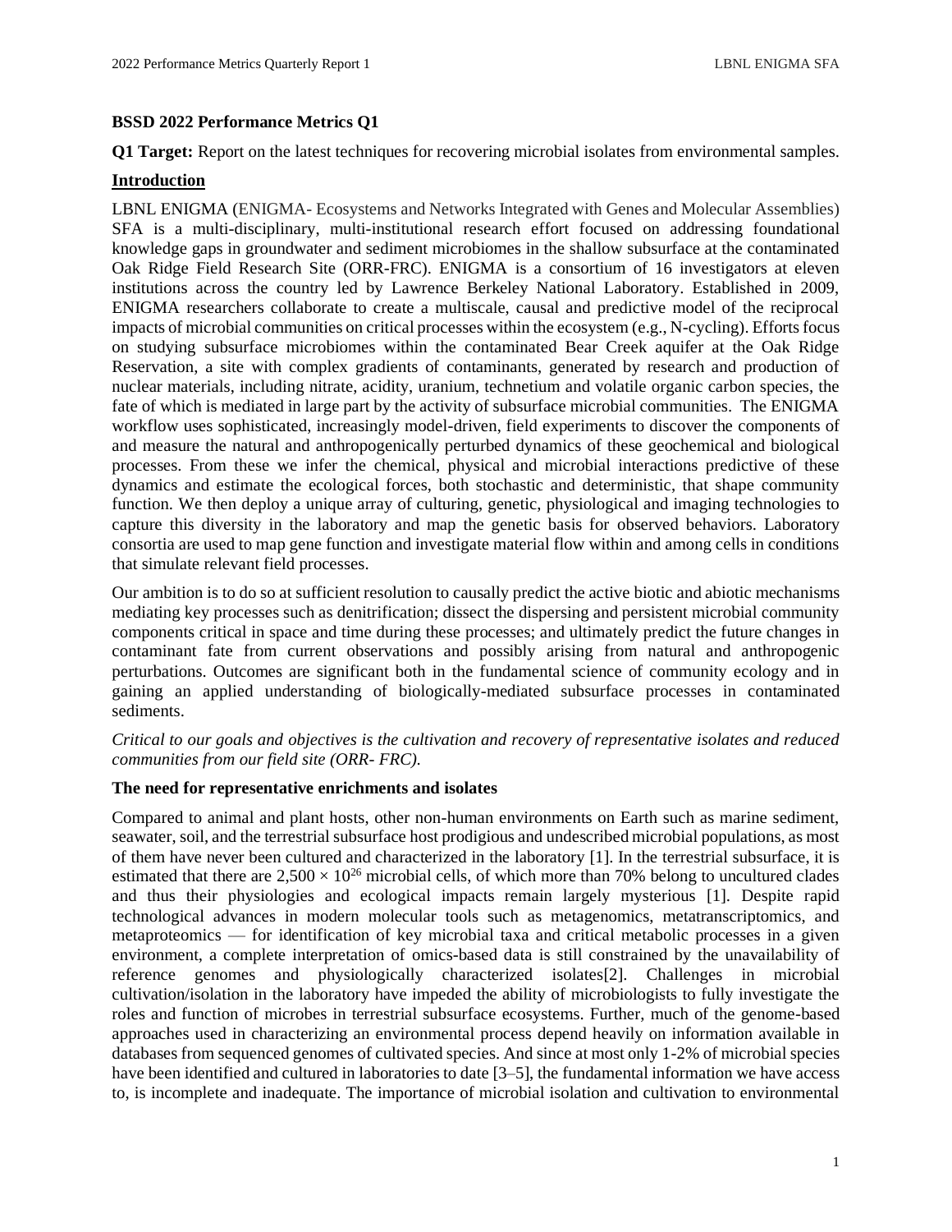### BSSD 2022 Performance Metrics Q1

**Q1 Target:** Report on the latest techniques for recovering microbial isolates from environmental samples.

## Introduction

LBNL ENIGMA (ENIGMA- Ecosystems and Networks Integrated with Genes and Molecular Assemblies) SFA is a multi-disciplinary, multi-institutional research effort focused on addressing foundational knowledge gaps in groundwater and sediment microbiomes in the shallow subsurface at the contaminated Oak Ridge Field Research Site (ORR-FRC). ENIGMA is a consortium of 16 investigators at eleven institutions across the country led by Lawrence Berkeley National Laboratory. Established in 2009, ENIGMA researchers collaborate to create a multiscale, causal and predictive model of the reciprocal impacts of microbial communities on critical processes within the ecosystem (e.g., N-cycling). Efforts focus on studying subsurface microbiomes within the contaminated Bear Creek aquifer at the Oak Ridge Reservation, a site with complex gradients of contaminants, generated by research and production of nuclear materials, including nitrate, acidity, uranium, technetium and volatile organic carbon species, the fate of which is mediated in large part by the activity of subsurface microbial communities. The ENIGMA workflow uses sophisticated, increasingly model-driven, field experiments to discover the components of and measure the natural and anthropogenically perturbed dynamics of these geochemical and biological processes. From these we infer the chemical, physical and microbial interactions predictive of these dynamics and estimate the ecological forces, both stochastic and deterministic, that shape community function. We then deploy a unique array of culturing, genetic, physiological and imaging technologies to capture this diversity in the laboratory and map the genetic basis for observed behaviors. Laboratory consortia are used to map gene function and investigate material flow within and among cells in conditions that simulate relevant field processes.

Our ambition is to do so at sufficient resolution to causally predict the active biotic and abiotic mechanisms mediating key processes such as denitrification; dissect the dispersing and persistent microbial community components critical in space and time during these processes; and ultimately predict the future changes in contaminant fate from current observations and possibly arising from natural and anthropogenic perturbations. Outcomes are significant both in the fundamental science of community ecology and in gaining an applied understanding of biologically-mediated subsurface processes in contaminated sediments.

*Critical to our goals and objectives is the cultivation and recovery of representative isolates and reduced communities from our field site (ORR- FRC).*

### The need for representative enrichments and isolates

Compared to animal and plant hosts, other non-human environments on Earth such as marine sediment, seawater, soil, and the terrestrial subsurface host prodigious and undescribed microbial populations, as most of them have never been cultured and characterized in the laboratory [1]. In the terrestrial subsurface, it is estimated that there are $2{,}500 \times 10^{26}$ microbial cells, of which more than 70% belong to uncultured clades and thus their physiologies and ecological impacts remain largely mysterious [1]. Despite rapid technological advances in modern molecular tools such as metagenomics, metatranscriptomics, and metaproteomics — for identification of key microbial taxa and critical metabolic processes in a given environment, a complete interpretation of omics-based data is still constrained by the unavailability of reference genomes and physiologically characterized isolates[2]. Challenges in microbial cultivation/isolation in the laboratory have impeded the ability of microbiologists to fully investigate the roles and function of microbes in terrestrial subsurface ecosystems. Further, much of the genome-based approaches used in characterizing an environmental process depend heavily on information available in databases from sequenced genomes of cultivated species. And since at most only 1-2% of microbial species have been identified and cultured in laboratories to date [3–5], the fundamental information we have access to, is incomplete and inadequate. The importance of microbial isolation and cultivation to environmental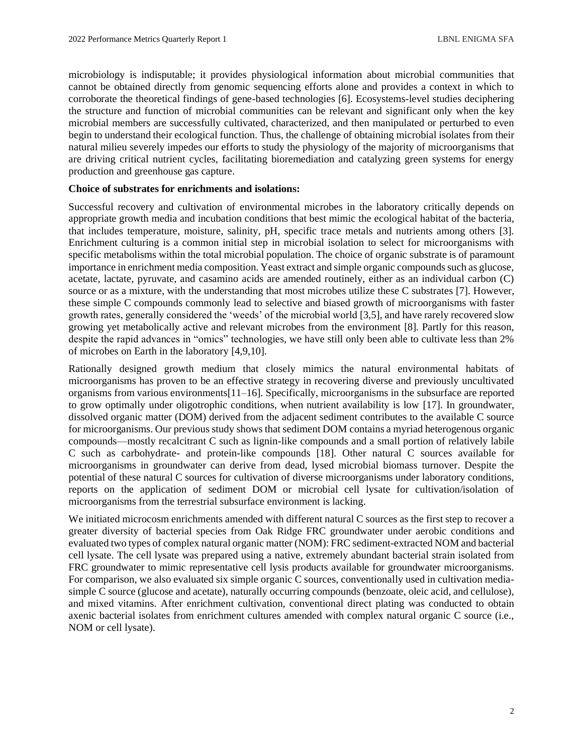microbiology is indisputable; it provides physiological information about microbial communities that cannot be obtained directly from genomic sequencing efforts alone and provides a context in which to corroborate the theoretical findings of gene-based technologies [6]. Ecosystems-level studies deciphering the structure and function of microbial communities can be relevant and significant only when the key microbial members are successfully cultivated, characterized, and then manipulated or perturbed to even begin to understand their ecological function. Thus, the challenge of obtaining microbial isolates from their natural milieu severely impedes our efforts to study the physiology of the majority of microorganisms that are driving critical nutrient cycles, facilitating bioremediation and catalyzing green systems for energy production and greenhouse gas capture.

**Choice of substrates for enrichments and isolations:**

Successful recovery and cultivation of environmental microbes in the laboratory critically depends on appropriate growth media and incubation conditions that best mimic the ecological habitat of the bacteria, that includes temperature, moisture, salinity, pH, specific trace metals and nutrients among others [3]. Enrichment culturing is a common initial step in microbial isolation to select for microorganisms with specific metabolisms within the total microbial population. The choice of organic substrate is of paramount importance in enrichment media composition. Yeast extract and simple organic compounds such as glucose, acetate, lactate, pyruvate, and casamino acids are amended routinely, either as an individual carbon (C) source or as a mixture, with the understanding that most microbes utilize these C substrates [7]. However, these simple C compounds commonly lead to selective and biased growth of microorganisms with faster growth rates, generally considered the 'weeds' of the microbial world [3,5], and have rarely recovered slow growing yet metabolically active and relevant microbes from the environment [8]. Partly for this reason, despite the rapid advances in "omics" technologies, we have still only been able to cultivate less than 2% of microbes on Earth in the laboratory [4,9,10].

Rationally designed growth medium that closely mimics the natural environmental habitats of microorganisms has proven to be an effective strategy in recovering diverse and previously uncultivated organisms from various environments[11–16]. Specifically, microorganisms in the subsurface are reported to grow optimally under oligotrophic conditions, when nutrient availability is low [17]. In groundwater, dissolved organic matter (DOM) derived from the adjacent sediment contributes to the available C source for microorganisms. Our previous study shows that sediment DOM contains a myriad heterogenous organic compounds—mostly recalcitrant C such as lignin-like compounds and a small portion of relatively labile C such as carbohydrate- and protein-like compounds [18]. Other natural C sources available for microorganisms in groundwater can derive from dead, lysed microbial biomass turnover. Despite the potential of these natural C sources for cultivation of diverse microorganisms under laboratory conditions, reports on the application of sediment DOM or microbial cell lysate for cultivation/isolation of microorganisms from the terrestrial subsurface environment is lacking.

We initiated microcosm enrichments amended with different natural C sources as the first step to recover a greater diversity of bacterial species from Oak Ridge FRC groundwater under aerobic conditions and evaluated two types of complex natural organic matter (NOM): FRC sediment-extracted NOM and bacterial cell lysate. The cell lysate was prepared using a native, extremely abundant bacterial strain isolated from FRC groundwater to mimic representative cell lysis products available for groundwater microorganisms. For comparison, we also evaluated six simple organic C sources, conventionally used in cultivation media-simple C source (glucose and acetate), naturally occurring compounds (benzoate, oleic acid, and cellulose), and mixed vitamins. After enrichment cultivation, conventional direct plating was conducted to obtain axenic bacterial isolates from enrichment cultures amended with complex natural organic C source (i.e., NOM or cell lysate).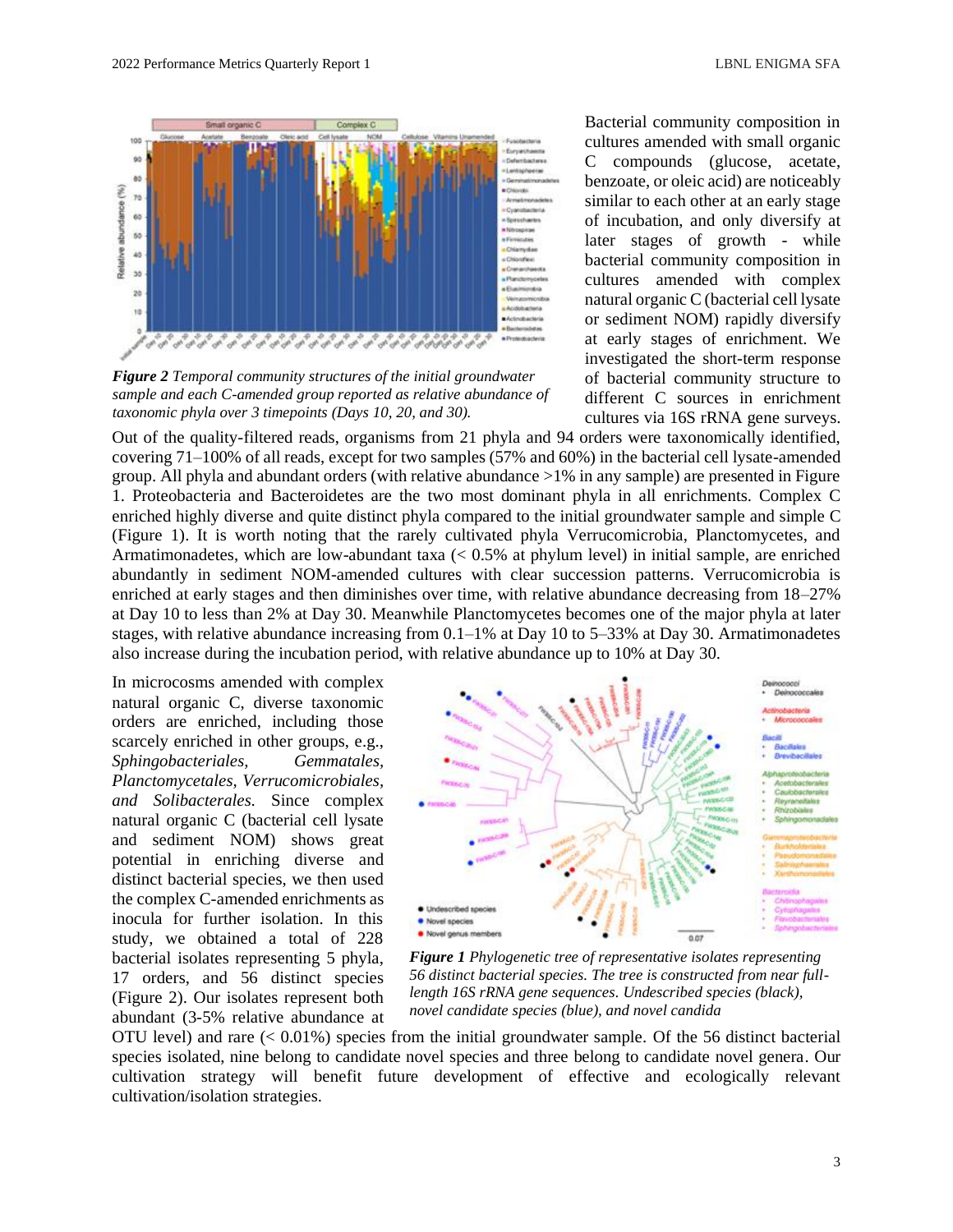Bacterial community composition in cultures amended with small organic C compounds (glucose, acetate, benzoate, or oleic acid) are noticeably similar to each other at an early stage of incubation, and only diversify at later stages of growth - while bacterial community composition in cultures amended with complex natural organic C (bacterial cell lysate or sediment NOM) rapidly diversify at early stages of enrichment. We investigated the short-term response of bacterial community structure to different C sources in enrichment cultures via 16S rRNA gene surveys.

***Figure 2*** *Temporal community structures of the initial groundwater sample and each C-amended group reported as relative abundance of taxonomic phyla over 3 timepoints (Days 10, 20, and 30).*

Out of the quality-filtered reads, organisms from 21 phyla and 94 orders were taxonomically identified, covering 71–100% of all reads, except for two samples (57% and 60%) in the bacterial cell lysate-amended group. All phyla and abundant orders (with relative abundance >1% in any sample) are presented in Figure 1. Proteobacteria and Bacteroidetes are the two most dominant phyla in all enrichments. Complex C enriched highly diverse and quite distinct phyla compared to the initial groundwater sample and simple C (Figure 1). It is worth noting that the rarely cultivated phyla Verrucomicrobia, Planctomycetes, and Armatimonadetes, which are low-abundant taxa (< 0.5% at phylum level) in initial sample, are enriched abundantly in sediment NOM-amended cultures with clear succession patterns. Verrucomicrobia is enriched at early stages and then diminishes over time, with relative abundance decreasing from 18–27% at Day 10 to less than 2% at Day 30. Meanwhile Planctomycetes becomes one of the major phyla at later stages, with relative abundance increasing from 0.1–1% at Day 10 to 5–33% at Day 30. Armatimonadetes also increase during the incubation period, with relative abundance up to 10% at Day 30.

In microcosms amended with complex natural organic C, diverse taxonomic orders are enriched, including those scarcely enriched in other groups, e.g., *Sphingobacteriales*, *Gemmatales*, *Planctomycetales*, *Verrucomicrobiales*, *and Solibacterales.* Since complex natural organic C (bacterial cell lysate and sediment NOM) shows great potential in enriching diverse and distinct bacterial species, we then used the complex C-amended enrichments as inocula for further isolation. In this study, we obtained a total of 228 bacterial isolates representing 5 phyla, 17 orders, and 56 distinct species (Figure 2). Our isolates represent both abundant (3-5% relative abundance at OTU level) and rare (< 0.01%) species from the initial groundwater sample. Of the 56 distinct bacterial species isolated, nine belong to candidate novel species and three belong to candidate novel genera. Our cultivation strategy will benefit future development of effective and ecologically relevant cultivation/isolation strategies.

***Figure 1*** *Phylogenetic tree of representative isolates representing 56 distinct bacterial species. The tree is constructed from near full-length 16S rRNA gene sequences. Undescribed species (black), novel candidate species (blue), and novel candida*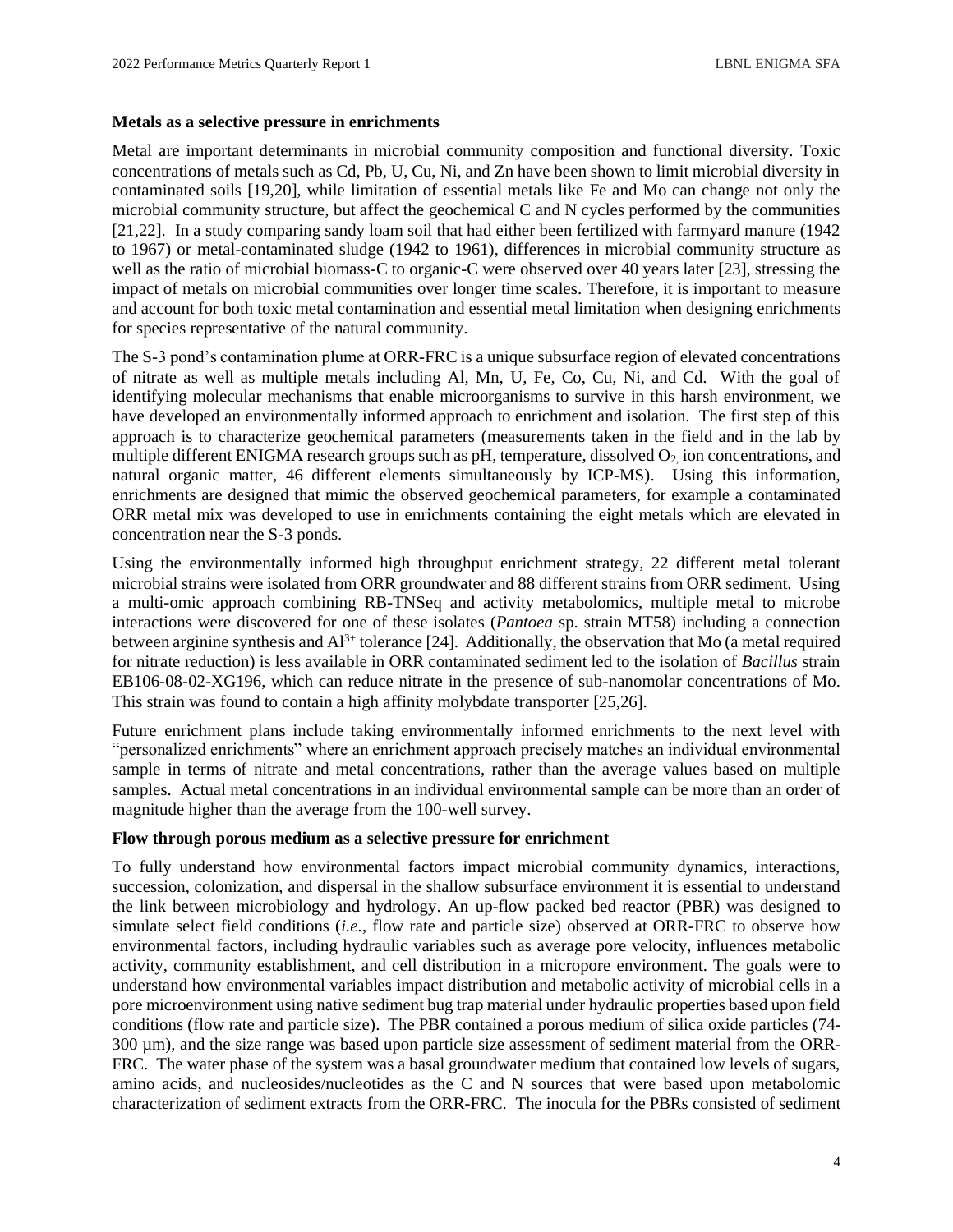**Metals as a selective pressure in enrichments**

Metal are important determinants in microbial community composition and functional diversity. Toxic concentrations of metals such as Cd, Pb, U, Cu, Ni, and Zn have been shown to limit microbial diversity in contaminated soils [19,20], while limitation of essential metals like Fe and Mo can change not only the microbial community structure, but affect the geochemical C and N cycles performed by the communities [21,22]. In a study comparing sandy loam soil that had either been fertilized with farmyard manure (1942 to 1967) or metal-contaminated sludge (1942 to 1961), differences in microbial community structure as well as the ratio of microbial biomass-C to organic-C were observed over 40 years later [23], stressing the impact of metals on microbial communities over longer time scales. Therefore, it is important to measure and account for both toxic metal contamination and essential metal limitation when designing enrichments for species representative of the natural community.

The S-3 pond's contamination plume at ORR-FRC is a unique subsurface region of elevated concentrations of nitrate as well as multiple metals including Al, Mn, U, Fe, Co, Cu, Ni, and Cd. With the goal of identifying molecular mechanisms that enable microorganisms to survive in this harsh environment, we have developed an environmentally informed approach to enrichment and isolation. The first step of this approach is to characterize geochemical parameters (measurements taken in the field and in the lab by multiple different ENIGMA research groups such as pH, temperature, dissolved $O_2$, ion concentrations, and natural organic matter, 46 different elements simultaneously by ICP-MS). Using this information, enrichments are designed that mimic the observed geochemical parameters, for example a contaminated ORR metal mix was developed to use in enrichments containing the eight metals which are elevated in concentration near the S-3 ponds.

Using the environmentally informed high throughput enrichment strategy, 22 different metal tolerant microbial strains were isolated from ORR groundwater and 88 different strains from ORR sediment. Using a multi-omic approach combining RB-TNSeq and activity metabolomics, multiple metal to microbe interactions were discovered for one of these isolates (*Pantoea* sp. strain MT58) including a connection between arginine synthesis and $Al^{3+}$ tolerance [24]. Additionally, the observation that Mo (a metal required for nitrate reduction) is less available in ORR contaminated sediment led to the isolation of *Bacillus* strain EB106-08-02-XG196, which can reduce nitrate in the presence of sub-nanomolar concentrations of Mo. This strain was found to contain a high affinity molybdate transporter [25,26].

Future enrichment plans include taking environmentally informed enrichments to the next level with "personalized enrichments" where an enrichment approach precisely matches an individual environmental sample in terms of nitrate and metal concentrations, rather than the average values based on multiple samples. Actual metal concentrations in an individual environmental sample can be more than an order of magnitude higher than the average from the 100-well survey.

**Flow through porous medium as a selective pressure for enrichment**

To fully understand how environmental factors impact microbial community dynamics, interactions, succession, colonization, and dispersal in the shallow subsurface environment it is essential to understand the link between microbiology and hydrology. An up-flow packed bed reactor (PBR) was designed to simulate select field conditions (*i.e.*, flow rate and particle size) observed at ORR-FRC to observe how environmental factors, including hydraulic variables such as average pore velocity, influences metabolic activity, community establishment, and cell distribution in a micropore environment. The goals were to understand how environmental variables impact distribution and metabolic activity of microbial cells in a pore microenvironment using native sediment bug trap material under hydraulic properties based upon field conditions (flow rate and particle size). The PBR contained a porous medium of silica oxide particles (74-300 µm), and the size range was based upon particle size assessment of sediment material from the ORR-FRC. The water phase of the system was a basal groundwater medium that contained low levels of sugars, amino acids, and nucleosides/nucleotides as the C and N sources that were based upon metabolomic characterization of sediment extracts from the ORR-FRC. The inocula for the PBRs consisted of sediment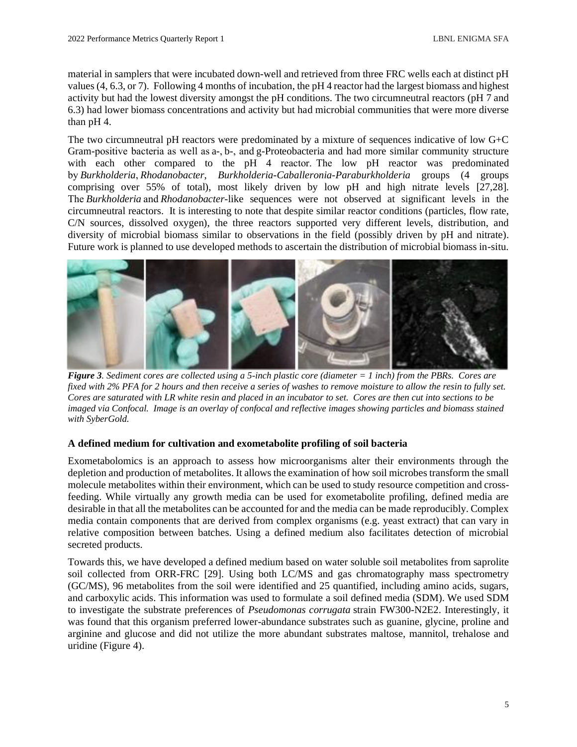material in samplers that were incubated down-well and retrieved from three FRC wells each at distinct pH values (4, 6.3, or 7). Following 4 months of incubation, the pH 4 reactor had the largest biomass and highest activity but had the lowest diversity amongst the pH conditions. The two circumneutral reactors (pH 7 and 6.3) had lower biomass concentrations and activity but had microbial communities that were more diverse than pH 4.

The two circumneutral pH reactors were predominated by a mixture of sequences indicative of low G+C Gram-positive bacteria as well as a-, b-, and g-Proteobacteria and had more similar community structure with each other compared to the pH 4 reactor. The low pH reactor was predominated by *Burkholderia*, *Rhodanobacter*, *Burkholderia-Caballeronia-Paraburkholderia* groups (4 groups comprising over 55% of total), most likely driven by low pH and high nitrate levels [27,28]. The *Burkholderia* and *Rhodanobacter*-like sequences were not observed at significant levels in the circumneutral reactors. It is interesting to note that despite similar reactor conditions (particles, flow rate, C/N sources, dissolved oxygen), the three reactors supported very different levels, distribution, and diversity of microbial biomass similar to observations in the field (possibly driven by pH and nitrate). Future work is planned to use developed methods to ascertain the distribution of microbial biomass in-situ.

***Figure 3****. Sediment cores are collected using a 5-inch plastic core (diameter = 1 inch) from the PBRs. Cores are fixed with 2% PFA for 2 hours and then receive a series of washes to remove moisture to allow the resin to fully set. Cores are saturated with LR white resin and placed in an incubator to set. Cores are then cut into sections to be imaged via Confocal. Image is an overlay of confocal and reflective images showing particles and biomass stained with SyberGold.*

### A defined medium for cultivation and exometabolite profiling of soil bacteria

Exometabolomics is an approach to assess how microorganisms alter their environments through the depletion and production of metabolites. It allows the examination of how soil microbes transform the small molecule metabolites within their environment, which can be used to study resource competition and cross-feeding. While virtually any growth media can be used for exometabolite profiling, defined media are desirable in that all the metabolites can be accounted for and the media can be made reproducibly. Complex media contain components that are derived from complex organisms (e.g. yeast extract) that can vary in relative composition between batches. Using a defined medium also facilitates detection of microbial secreted products.

Towards this, we have developed a defined medium based on water soluble soil metabolites from saprolite soil collected from ORR-FRC [29]. Using both LC/MS and gas chromatography mass spectrometry (GC/MS), 96 metabolites from the soil were identified and 25 quantified, including amino acids, sugars, and carboxylic acids. This information was used to formulate a soil defined media (SDM). We used SDM to investigate the substrate preferences of *Pseudomonas corrugata* strain FW300-N2E2. Interestingly, it was found that this organism preferred lower-abundance substrates such as guanine, glycine, proline and arginine and glucose and did not utilize the more abundant substrates maltose, mannitol, trehalose and uridine (Figure 4).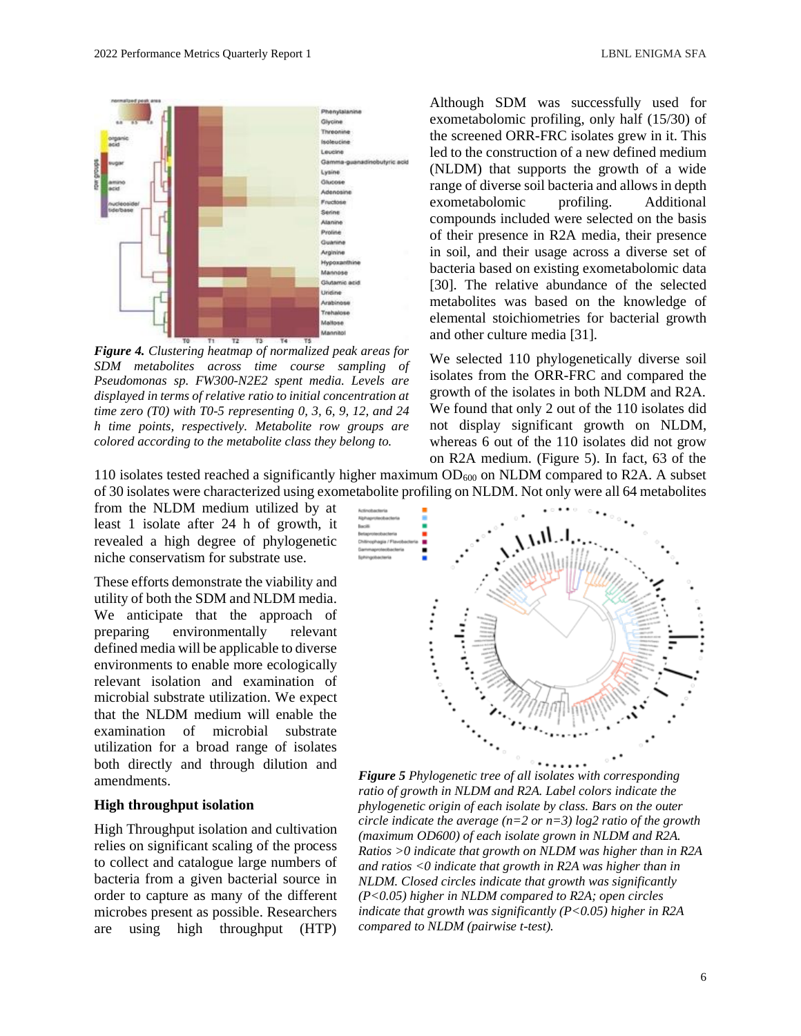*Figure 4. Clustering heatmap of normalized peak areas for SDM metabolites across time course sampling of Pseudomonas sp. FW300-N2E2 spent media. Levels are displayed in terms of relative ratio to initial concentration at time zero (T0) with T0-5 representing 0, 3, 6, 9, 12, and 24 h time points, respectively. Metabolite row groups are colored according to the metabolite class they belong to.*

Although SDM was successfully used for exometabolomic profiling, only half (15/30) of the screened ORR-FRC isolates grew in it. This led to the construction of a new defined medium (NLDM) that supports the growth of a wide range of diverse soil bacteria and allows in depth exometabolomic profiling. Additional compounds included were selected on the basis of their presence in R2A media, their presence in soil, and their usage across a diverse set of bacteria based on existing exometabolomic data [30]. The relative abundance of the selected metabolites was based on the knowledge of elemental stoichiometries for bacterial growth and other culture media [31].

We selected 110 phylogenetically diverse soil isolates from the ORR-FRC and compared the growth of the isolates in both NLDM and R2A. We found that only 2 out of the 110 isolates did not display significant growth on NLDM, whereas 6 out of the 110 isolates did not grow on R2A medium. (Figure 5). In fact, 63 of the 110 isolates tested reached a significantly higher maximum $OD_{600}$ on NLDM compared to R2A. A subset of 30 isolates were characterized using exometabolite profiling on NLDM. Not only were all 64 metabolites from the NLDM medium utilized by at least 1 isolate after 24 h of growth, it revealed a high degree of phylogenetic niche conservatism for substrate use.

These efforts demonstrate the viability and utility of both the SDM and NLDM media. We anticipate that the approach of preparing environmentally relevant defined media will be applicable to diverse environments to enable more ecologically relevant isolation and examination of microbial substrate utilization. We expect that the NLDM medium will enable the examination of microbial substrate utilization for a broad range of isolates both directly and through dilution and amendments.

*Figure 5 Phylogenetic tree of all isolates with corresponding ratio of growth in NLDM and R2A. Label colors indicate the phylogenetic origin of each isolate by class. Bars on the outer circle indicate the average (n=2 or n=3) log2 ratio of the growth (maximum OD600) of each isolate grown in NLDM and R2A. Ratios >0 indicate that growth on NLDM was higher than in R2A and ratios <0 indicate that growth in R2A was higher than in NLDM. Closed circles indicate that growth was significantly (P<0.05) higher in NLDM compared to R2A; open circles indicate that growth was significantly (P<0.05) higher in R2A compared to NLDM (pairwise t-test).*

### High throughput isolation

High Throughput isolation and cultivation relies on significant scaling of the process to collect and catalogue large numbers of bacteria from a given bacterial source in order to capture as many of the different microbes present as possible. Researchers are using high throughput (HTP)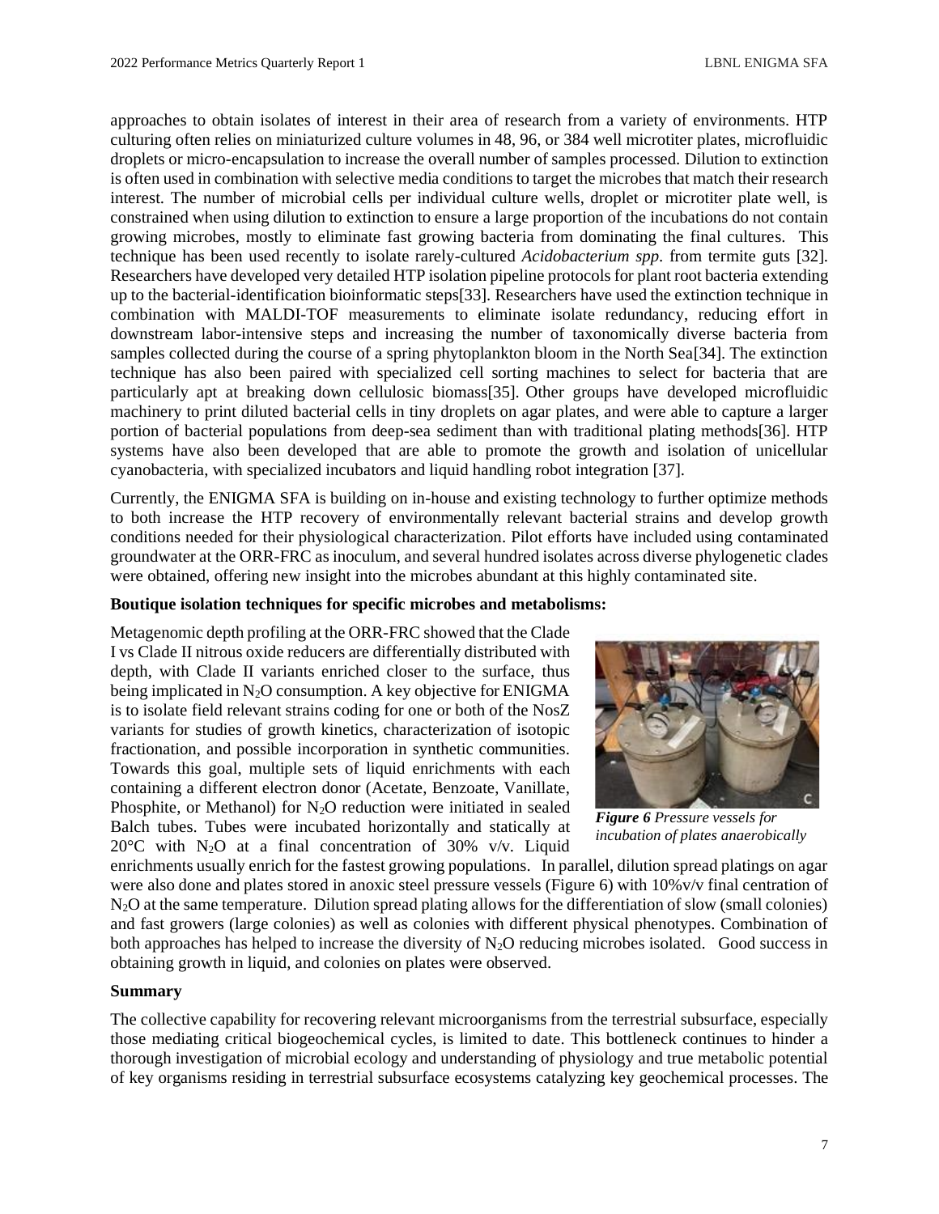approaches to obtain isolates of interest in their area of research from a variety of environments. HTP culturing often relies on miniaturized culture volumes in 48, 96, or 384 well microtiter plates, microfluidic droplets or micro-encapsulation to increase the overall number of samples processed. Dilution to extinction is often used in combination with selective media conditions to target the microbes that match their research interest. The number of microbial cells per individual culture wells, droplet or microtiter plate well, is constrained when using dilution to extinction to ensure a large proportion of the incubations do not contain growing microbes, mostly to eliminate fast growing bacteria from dominating the final cultures. This technique has been used recently to isolate rarely-cultured *Acidobacterium spp.* from termite guts [32]. Researchers have developed very detailed HTP isolation pipeline protocols for plant root bacteria extending up to the bacterial-identification bioinformatic steps[33]. Researchers have used the extinction technique in combination with MALDI-TOF measurements to eliminate isolate redundancy, reducing effort in downstream labor-intensive steps and increasing the number of taxonomically diverse bacteria from samples collected during the course of a spring phytoplankton bloom in the North Sea[34]. The extinction technique has also been paired with specialized cell sorting machines to select for bacteria that are particularly apt at breaking down cellulosic biomass[35]. Other groups have developed microfluidic machinery to print diluted bacterial cells in tiny droplets on agar plates, and were able to capture a larger portion of bacterial populations from deep-sea sediment than with traditional plating methods[36]. HTP systems have also been developed that are able to promote the growth and isolation of unicellular cyanobacteria, with specialized incubators and liquid handling robot integration [37].

Currently, the ENIGMA SFA is building on in-house and existing technology to further optimize methods to both increase the HTP recovery of environmentally relevant bacterial strains and develop growth conditions needed for their physiological characterization. Pilot efforts have included using contaminated groundwater at the ORR-FRC as inoculum, and several hundred isolates across diverse phylogenetic clades were obtained, offering new insight into the microbes abundant at this highly contaminated site.

**Boutique isolation techniques for specific microbes and metabolisms:**

Metagenomic depth profiling at the ORR-FRC showed that the Clade I vs Clade II nitrous oxide reducers are differentially distributed with depth, with Clade II variants enriched closer to the surface, thus being implicated in $N_2O$ consumption. A key objective for ENIGMA is to isolate field relevant strains coding for one or both of the NosZ variants for studies of growth kinetics, characterization of isotopic fractionation, and possible incorporation in synthetic communities. Towards this goal, multiple sets of liquid enrichments with each containing a different electron donor (Acetate, Benzoate, Vanillate, Phosphite, or Methanol) for $N_2O$ reduction were initiated in sealed Balch tubes. Tubes were incubated horizontally and statically at 20°C with $N_2O$ at a final concentration of 30% v/v. Liquid enrichments usually enrich for the fastest growing populations. In parallel, dilution spread platings on agar were also done and plates stored in anoxic steel pressure vessels (Figure 6) with 10%v/v final centration of $N_2O$ at the same temperature. Dilution spread plating allows for the differentiation of slow (small colonies) and fast growers (large colonies) as well as colonies with different physical phenotypes. Combination of both approaches has helped to increase the diversity of $N_2O$ reducing microbes isolated. Good success in obtaining growth in liquid, and colonies on plates were observed.

***Figure 6*** *Pressure vessels for incubation of plates anaerobically*

**Summary**

The collective capability for recovering relevant microorganisms from the terrestrial subsurface, especially those mediating critical biogeochemical cycles, is limited to date. This bottleneck continues to hinder a thorough investigation of microbial ecology and understanding of physiology and true metabolic potential of key organisms residing in terrestrial subsurface ecosystems catalyzing key geochemical processes. The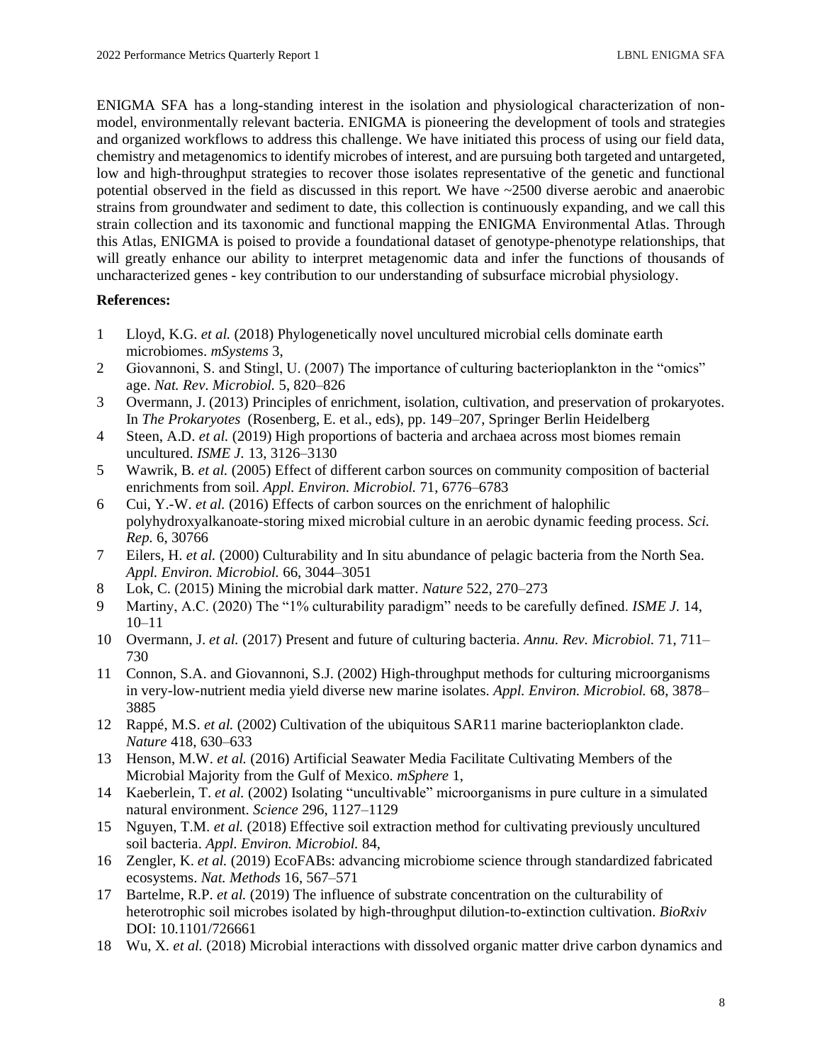ENIGMA SFA has a long-standing interest in the isolation and physiological characterization of non-model, environmentally relevant bacteria. ENIGMA is pioneering the development of tools and strategies and organized workflows to address this challenge. We have initiated this process of using our field data, chemistry and metagenomics to identify microbes of interest, and are pursuing both targeted and untargeted, low and high-throughput strategies to recover those isolates representative of the genetic and functional potential observed in the field as discussed in this report. We have ~2500 diverse aerobic and anaerobic strains from groundwater and sediment to date, this collection is continuously expanding, and we call this strain collection and its taxonomic and functional mapping the ENIGMA Environmental Atlas. Through this Atlas, ENIGMA is poised to provide a foundational dataset of genotype-phenotype relationships, that will greatly enhance our ability to interpret metagenomic data and infer the functions of thousands of uncharacterized genes - key contribution to our understanding of subsurface microbial physiology.

**References:**

1 Lloyd, K.G. *et al.* (2018) Phylogenetically novel uncultured microbial cells dominate earth microbiomes. *mSystems* 3,
2 Giovannoni, S. and Stingl, U. (2007) The importance of culturing bacterioplankton in the "omics" age. *Nat. Rev. Microbiol.* 5, 820–826
3 Overmann, J. (2013) Principles of enrichment, isolation, cultivation, and preservation of prokaryotes. In *The Prokaryotes* (Rosenberg, E. et al., eds), pp. 149–207, Springer Berlin Heidelberg
4 Steen, A.D. *et al.* (2019) High proportions of bacteria and archaea across most biomes remain uncultured. *ISME J.* 13, 3126–3130
5 Wawrik, B. *et al.* (2005) Effect of different carbon sources on community composition of bacterial enrichments from soil. *Appl. Environ. Microbiol.* 71, 6776–6783
6 Cui, Y.-W. *et al.* (2016) Effects of carbon sources on the enrichment of halophilic polyhydroxyalkanoate-storing mixed microbial culture in an aerobic dynamic feeding process. *Sci. Rep.* 6, 30766
7 Eilers, H. *et al.* (2000) Culturability and In situ abundance of pelagic bacteria from the North Sea. *Appl. Environ. Microbiol.* 66, 3044–3051
8 Lok, C. (2015) Mining the microbial dark matter. *Nature* 522, 270–273
9 Martiny, A.C. (2020) The "1% culturability paradigm" needs to be carefully defined. *ISME J.* 14, 10–11
10 Overmann, J. *et al.* (2017) Present and future of culturing bacteria. *Annu. Rev. Microbiol.* 71, 711–730
11 Connon, S.A. and Giovannoni, S.J. (2002) High-throughput methods for culturing microorganisms in very-low-nutrient media yield diverse new marine isolates. *Appl. Environ. Microbiol.* 68, 3878–3885
12 Rappé, M.S. *et al.* (2002) Cultivation of the ubiquitous SAR11 marine bacterioplankton clade. *Nature* 418, 630–633
13 Henson, M.W. *et al.* (2016) Artificial Seawater Media Facilitate Cultivating Members of the Microbial Majority from the Gulf of Mexico. *mSphere* 1,
14 Kaeberlein, T. *et al.* (2002) Isolating "uncultivable" microorganisms in pure culture in a simulated natural environment. *Science* 296, 1127–1129
15 Nguyen, T.M. *et al.* (2018) Effective soil extraction method for cultivating previously uncultured soil bacteria. *Appl. Environ. Microbiol.* 84,
16 Zengler, K. *et al.* (2019) EcoFABs: advancing microbiome science through standardized fabricated ecosystems. *Nat. Methods* 16, 567–571
17 Bartelme, R.P. *et al.* (2019) The influence of substrate concentration on the culturability of heterotrophic soil microbes isolated by high-throughput dilution-to-extinction cultivation. *BioRxiv* DOI: 10.1101/726661
18 Wu, X. *et al.* (2018) Microbial interactions with dissolved organic matter drive carbon dynamics and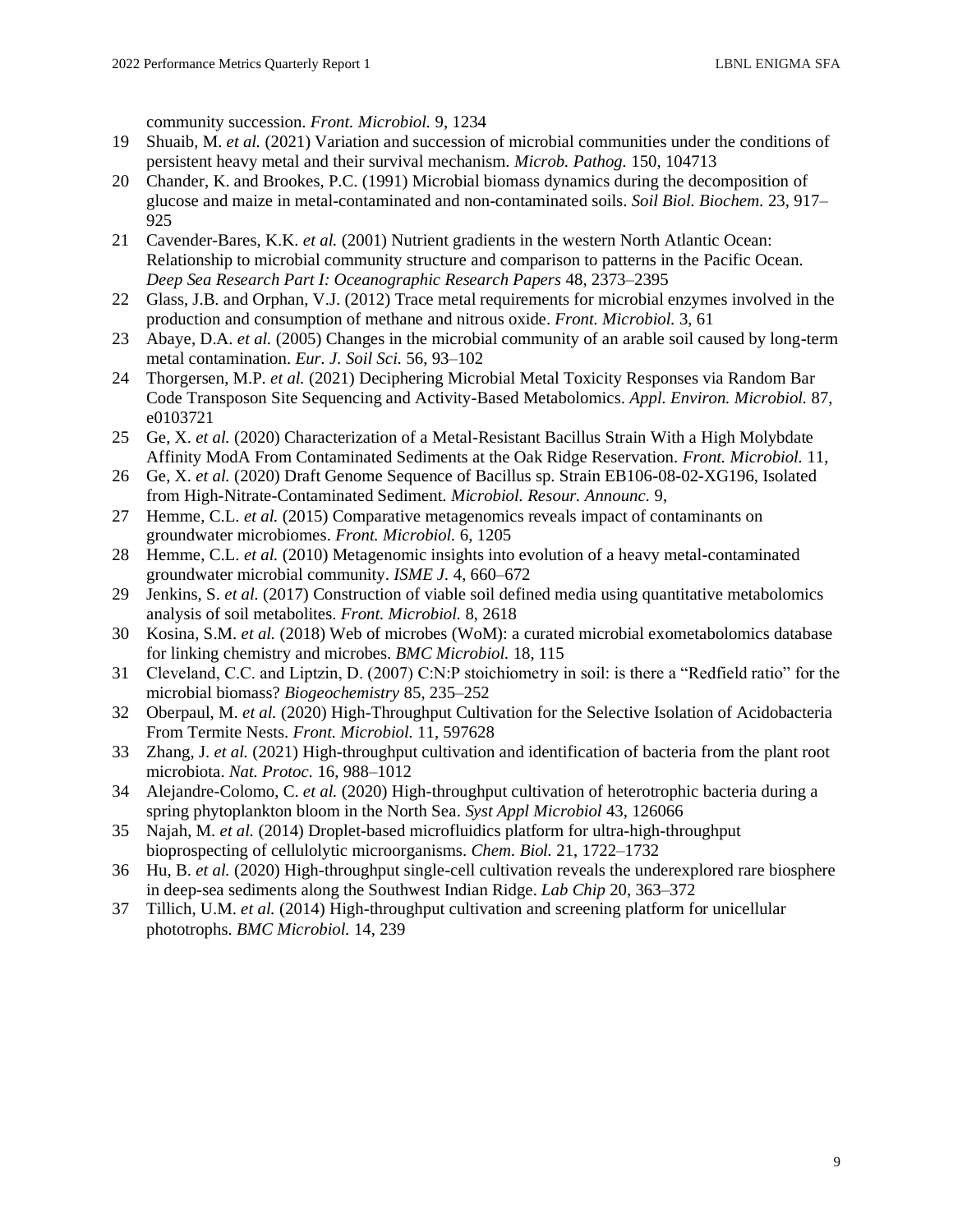community succession. *Front. Microbiol.* 9, 1234

19 Shuaib, M. *et al.* (2021) Variation and succession of microbial communities under the conditions of persistent heavy metal and their survival mechanism. *Microb. Pathog.* 150, 104713

20 Chander, K. and Brookes, P.C. (1991) Microbial biomass dynamics during the decomposition of glucose and maize in metal-contaminated and non-contaminated soils. *Soil Biol. Biochem.* 23, 917–925

21 Cavender-Bares, K.K. *et al.* (2001) Nutrient gradients in the western North Atlantic Ocean: Relationship to microbial community structure and comparison to patterns in the Pacific Ocean. *Deep Sea Research Part I: Oceanographic Research Papers* 48, 2373–2395

22 Glass, J.B. and Orphan, V.J. (2012) Trace metal requirements for microbial enzymes involved in the production and consumption of methane and nitrous oxide. *Front. Microbiol.* 3, 61

23 Abaye, D.A. *et al.* (2005) Changes in the microbial community of an arable soil caused by long-term metal contamination. *Eur. J. Soil Sci.* 56, 93–102

24 Thorgersen, M.P. *et al.* (2021) Deciphering Microbial Metal Toxicity Responses via Random Bar Code Transposon Site Sequencing and Activity-Based Metabolomics. *Appl. Environ. Microbiol.* 87, e0103721

25 Ge, X. *et al.* (2020) Characterization of a Metal-Resistant Bacillus Strain With a High Molybdate Affinity ModA From Contaminated Sediments at the Oak Ridge Reservation. *Front. Microbiol.* 11,

26 Ge, X. *et al.* (2020) Draft Genome Sequence of Bacillus sp. Strain EB106-08-02-XG196, Isolated from High-Nitrate-Contaminated Sediment. *Microbiol. Resour. Announc.* 9,

27 Hemme, C.L. *et al.* (2015) Comparative metagenomics reveals impact of contaminants on groundwater microbiomes. *Front. Microbiol.* 6, 1205

28 Hemme, C.L. *et al.* (2010) Metagenomic insights into evolution of a heavy metal-contaminated groundwater microbial community. *ISME J.* 4, 660–672

29 Jenkins, S. *et al.* (2017) Construction of viable soil defined media using quantitative metabolomics analysis of soil metabolites. *Front. Microbiol.* 8, 2618

30 Kosina, S.M. *et al.* (2018) Web of microbes (WoM): a curated microbial exometabolomics database for linking chemistry and microbes. *BMC Microbiol.* 18, 115

31 Cleveland, C.C. and Liptzin, D. (2007) C:N:P stoichiometry in soil: is there a "Redfield ratio" for the microbial biomass? *Biogeochemistry* 85, 235–252

32 Oberpaul, M. *et al.* (2020) High-Throughput Cultivation for the Selective Isolation of Acidobacteria From Termite Nests. *Front. Microbiol.* 11, 597628

33 Zhang, J. *et al.* (2021) High-throughput cultivation and identification of bacteria from the plant root microbiota. *Nat. Protoc.* 16, 988–1012

34 Alejandre-Colomo, C. *et al.* (2020) High-throughput cultivation of heterotrophic bacteria during a spring phytoplankton bloom in the North Sea. *Syst Appl Microbiol* 43, 126066

35 Najah, M. *et al.* (2014) Droplet-based microfluidics platform for ultra-high-throughput bioprospecting of cellulolytic microorganisms. *Chem. Biol.* 21, 1722–1732

36 Hu, B. *et al.* (2020) High-throughput single-cell cultivation reveals the underexplored rare biosphere in deep-sea sediments along the Southwest Indian Ridge. *Lab Chip* 20, 363–372

37 Tillich, U.M. *et al.* (2014) High-throughput cultivation and screening platform for unicellular phototrophs. *BMC Microbiol.* 14, 239